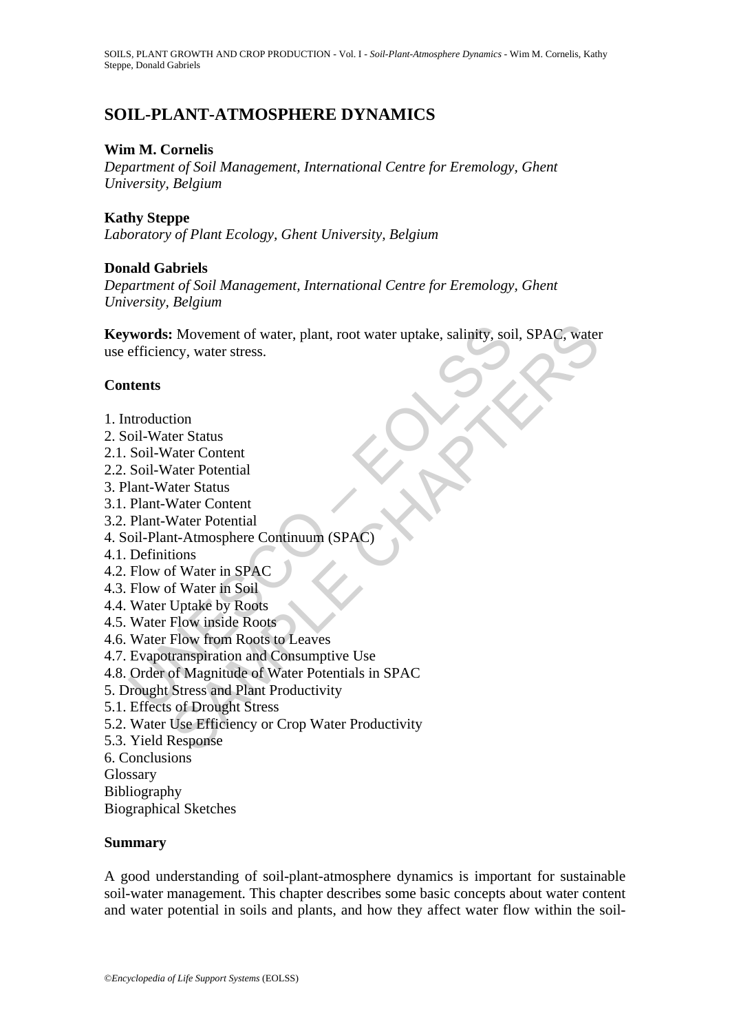# SOIL-PLANT-ATMOSPHERE DYNAMICS

**Wim M. Cornelis**
*Department of Soil Management, International Centre for Eremology, Ghent University, Belgium*

**Kathy Steppe**
*Laboratory of Plant Ecology, Ghent University, Belgium*

**Donald Gabriels**
*Department of Soil Management, International Centre for Eremology, Ghent University, Belgium*

**Keywords:** Movement of water, plant, root water uptake, salinity, soil, SPAC, water use efficiency, water stress.

## Contents

1. Introduction
2. Soil-Water Status
2.1. Soil-Water Content
2.2. Soil-Water Potential
3. Plant-Water Status
3.1. Plant-Water Content
3.2. Plant-Water Potential
4. Soil-Plant-Atmosphere Continuum (SPAC)
4.1. Definitions
4.2. Flow of Water in SPAC
4.3. Flow of Water in Soil
4.4. Water Uptake by Roots
4.5. Water Flow inside Roots
4.6. Water Flow from Roots to Leaves
4.7. Evapotranspiration and Consumptive Use
4.8. Order of Magnitude of Water Potentials in SPAC
5. Drought Stress and Plant Productivity
5.1. Effects of Drought Stress
5.2. Water Use Efficiency or Crop Water Productivity
5.3. Yield Response
6. Conclusions
Glossary
Bibliography
Biographical Sketches

## Summary

A good understanding of soil-plant-atmosphere dynamics is important for sustainable soil-water management. This chapter describes some basic concepts about water content and water potential in soils and plants, and how they affect water flow within the soil-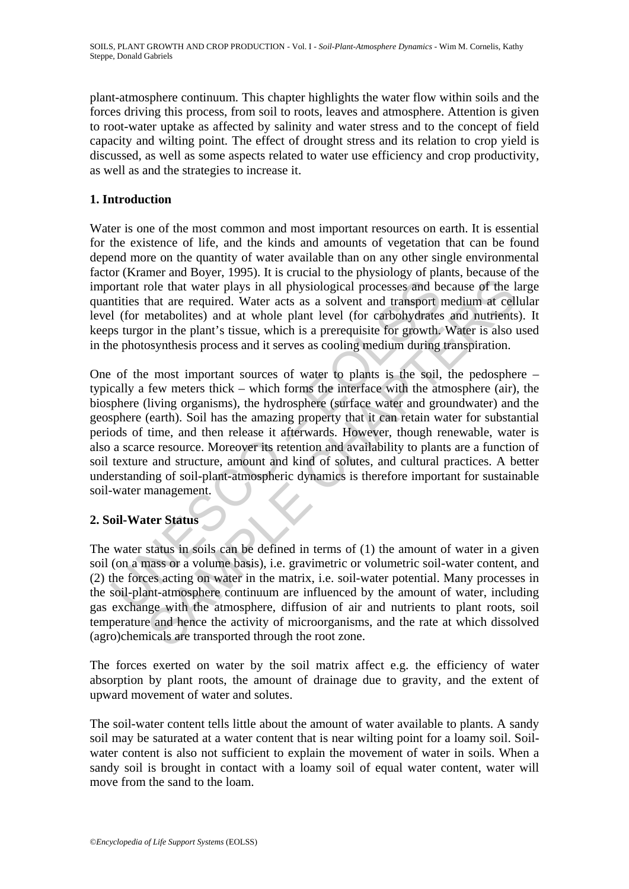plant-atmosphere continuum. This chapter highlights the water flow within soils and the forces driving this process, from soil to roots, leaves and atmosphere. Attention is given to root-water uptake as affected by salinity and water stress and to the concept of field capacity and wilting point. The effect of drought stress and its relation to crop yield is discussed, as well as some aspects related to water use efficiency and crop productivity, as well as and the strategies to increase it.

## 1. Introduction

Water is one of the most common and most important resources on earth. It is essential for the existence of life, and the kinds and amounts of vegetation that can be found depend more on the quantity of water available than on any other single environmental factor (Kramer and Boyer, 1995). It is crucial to the physiology of plants, because of the important role that water plays in all physiological processes and because of the large quantities that are required. Water acts as a solvent and transport medium at cellular level (for metabolites) and at whole plant level (for carbohydrates and nutrients). It keeps turgor in the plant's tissue, which is a prerequisite for growth. Water is also used in the photosynthesis process and it serves as cooling medium during transpiration.

One of the most important sources of water to plants is the soil, the pedosphere – typically a few meters thick – which forms the interface with the atmosphere (air), the biosphere (living organisms), the hydrosphere (surface water and groundwater) and the geosphere (earth). Soil has the amazing property that it can retain water for substantial periods of time, and then release it afterwards. However, though renewable, water is also a scarce resource. Moreover its retention and availability to plants are a function of soil texture and structure, amount and kind of solutes, and cultural practices. A better understanding of soil-plant-atmospheric dynamics is therefore important for sustainable soil-water management.

## 2. Soil-Water Status

The water status in soils can be defined in terms of (1) the amount of water in a given soil (on a mass or a volume basis), i.e. gravimetric or volumetric soil-water content, and (2) the forces acting on water in the matrix, i.e. soil-water potential. Many processes in the soil-plant-atmosphere continuum are influenced by the amount of water, including gas exchange with the atmosphere, diffusion of air and nutrients to plant roots, soil temperature and hence the activity of microorganisms, and the rate at which dissolved (agro)chemicals are transported through the root zone.

The forces exerted on water by the soil matrix affect e.g. the efficiency of water absorption by plant roots, the amount of drainage due to gravity, and the extent of upward movement of water and solutes.

The soil-water content tells little about the amount of water available to plants. A sandy soil may be saturated at a water content that is near wilting point for a loamy soil. Soil-water content is also not sufficient to explain the movement of water in soils. When a sandy soil is brought in contact with a loamy soil of equal water content, water will move from the sand to the loam.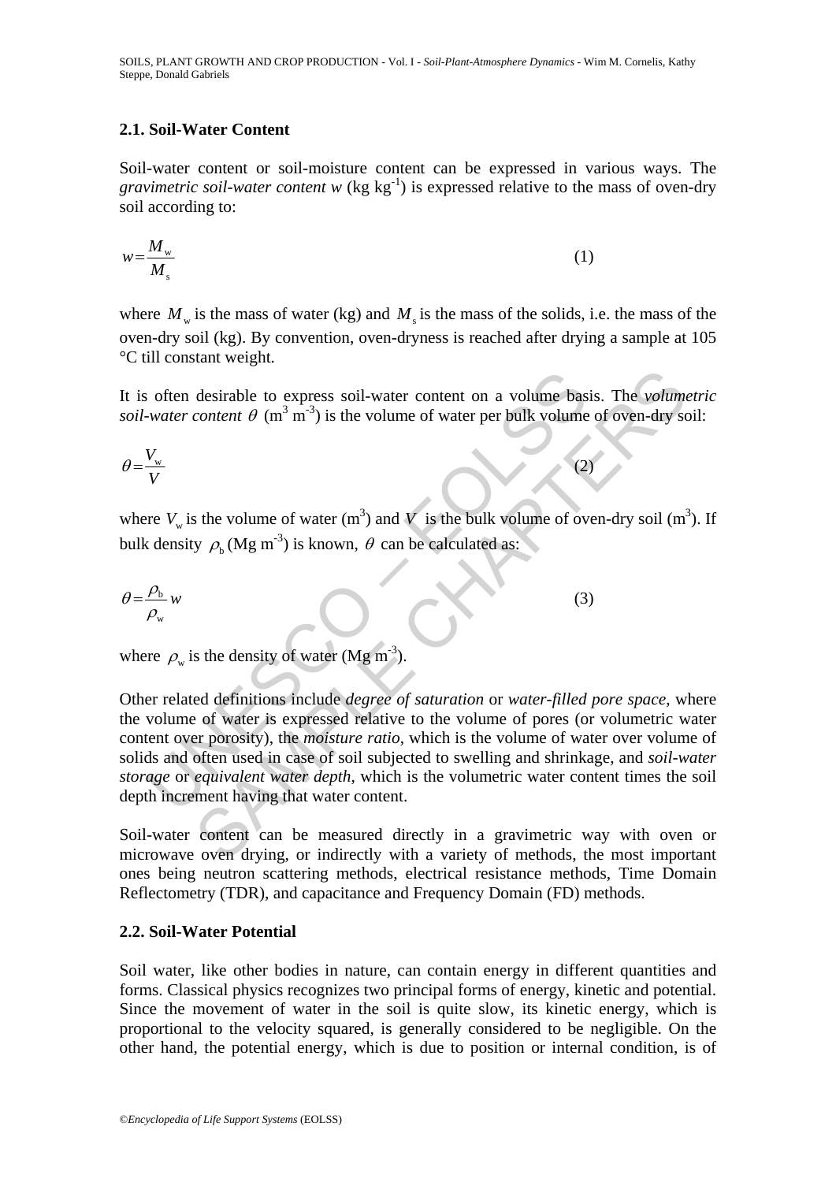### 2.1. Soil-Water Content

Soil-water content or soil-moisture content can be expressed in various ways. The *gravimetric soil-water content w* (kg $kg^{-1}$) is expressed relative to the mass of oven-dry soil according to:

$$w = \frac{M_w}{M_s} \tag{1}$$

where $M_w$ is the mass of water (kg) and $M_s$ is the mass of the solids, i.e. the mass of the oven-dry soil (kg). By convention, oven-dryness is reached after drying a sample at 105 °C till constant weight.

It is often desirable to express soil-water content on a volume basis. The *volumetric soil-water content* $\theta$ ($m^3$ $m^{-3}$) is the volume of water per bulk volume of oven-dry soil:

$$\theta = \frac{V_w}{V} \tag{2}$$

where $V_w$ is the volume of water ($m^3$) and $V$ is the bulk volume of oven-dry soil ($m^3$). If bulk density $\rho_b$ (Mg $m^{-3}$) is known, $\theta$ can be calculated as:

$$\theta = \frac{\rho_b}{\rho_w} w \tag{3}$$

where $\rho_w$ is the density of water (Mg $m^{-3}$).

Other related definitions include *degree of saturation* or *water-filled pore space*, where the volume of water is expressed relative to the volume of pores (or volumetric water content over porosity), the *moisture ratio*, which is the volume of water over volume of solids and often used in case of soil subjected to swelling and shrinkage, and *soil-water storage* or *equivalent water depth*, which is the volumetric water content times the soil depth increment having that water content.

Soil-water content can be measured directly in a gravimetric way with oven or microwave oven drying, or indirectly with a variety of methods, the most important ones being neutron scattering methods, electrical resistance methods, Time Domain Reflectometry (TDR), and capacitance and Frequency Domain (FD) methods.

### 2.2. Soil-Water Potential

Soil water, like other bodies in nature, can contain energy in different quantities and forms. Classical physics recognizes two principal forms of energy, kinetic and potential. Since the movement of water in the soil is quite slow, its kinetic energy, which is proportional to the velocity squared, is generally considered to be negligible. On the other hand, the potential energy, which is due to position or internal condition, is of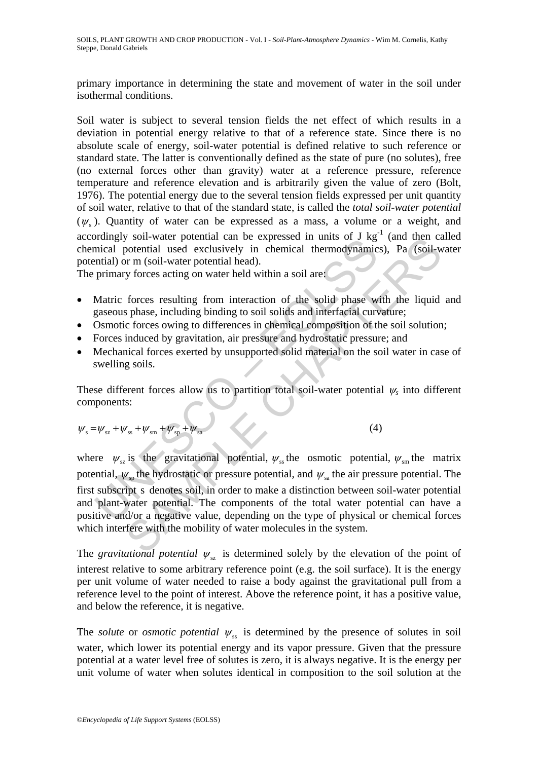primary importance in determining the state and movement of water in the soil under isothermal conditions.

Soil water is subject to several tension fields the net effect of which results in a deviation in potential energy relative to that of a reference state. Since there is no absolute scale of energy, soil-water potential is defined relative to such reference or standard state. The latter is conventionally defined as the state of pure (no solutes), free (no external forces other than gravity) water at a reference pressure, reference temperature and reference elevation and is arbitrarily given the value of zero (Bolt, 1976). The potential energy due to the several tension fields expressed per unit quantity of soil water, relative to that of the standard state, is called the *total soil-water potential* ($\psi_s$). Quantity of water can be expressed as a mass, a volume or a weight, and accordingly soil-water potential can be expressed in units of J kg$^{-1}$ (and then called chemical potential used exclusively in chemical thermodynamics), Pa (soil-water potential) or m (soil-water potential head).

The primary forces acting on water held within a soil are:

- Matric forces resulting from interaction of the solid phase with the liquid and gaseous phase, including binding to soil solids and interfacial curvature;
- Osmotic forces owing to differences in chemical composition of the soil solution;
- Forces induced by gravitation, air pressure and hydrostatic pressure; and
- Mechanical forces exerted by unsupported solid material on the soil water in case of swelling soils.

These different forces allow us to partition total soil-water potential $\psi_s$ into different components:

$$\psi_s = \psi_{sz} + \psi_{ss} + \psi_{sm} + \psi_{sp} + \psi_{sa} \tag{4}$$

where $\psi_{sz}$ is the gravitational potential, $\psi_{ss}$ the osmotic potential, $\psi_{sm}$ the matrix potential, $\psi_{sp}$ the hydrostatic or pressure potential, and $\psi_{sa}$ the air pressure potential. The first subscript s denotes soil, in order to make a distinction between soil-water potential and plant-water potential. The components of the total water potential can have a positive and/or a negative value, depending on the type of physical or chemical forces which interfere with the mobility of water molecules in the system.

The *gravitational potential* $\psi_{sz}$ is determined solely by the elevation of the point of interest relative to some arbitrary reference point (e.g. the soil surface). It is the energy per unit volume of water needed to raise a body against the gravitational pull from a reference level to the point of interest. Above the reference point, it has a positive value, and below the reference, it is negative.

The *solute* or *osmotic potential* $\psi_{ss}$ is determined by the presence of solutes in soil water, which lower its potential energy and its vapor pressure. Given that the pressure potential at a water level free of solutes is zero, it is always negative. It is the energy per unit volume of water when solutes identical in composition to the soil solution at the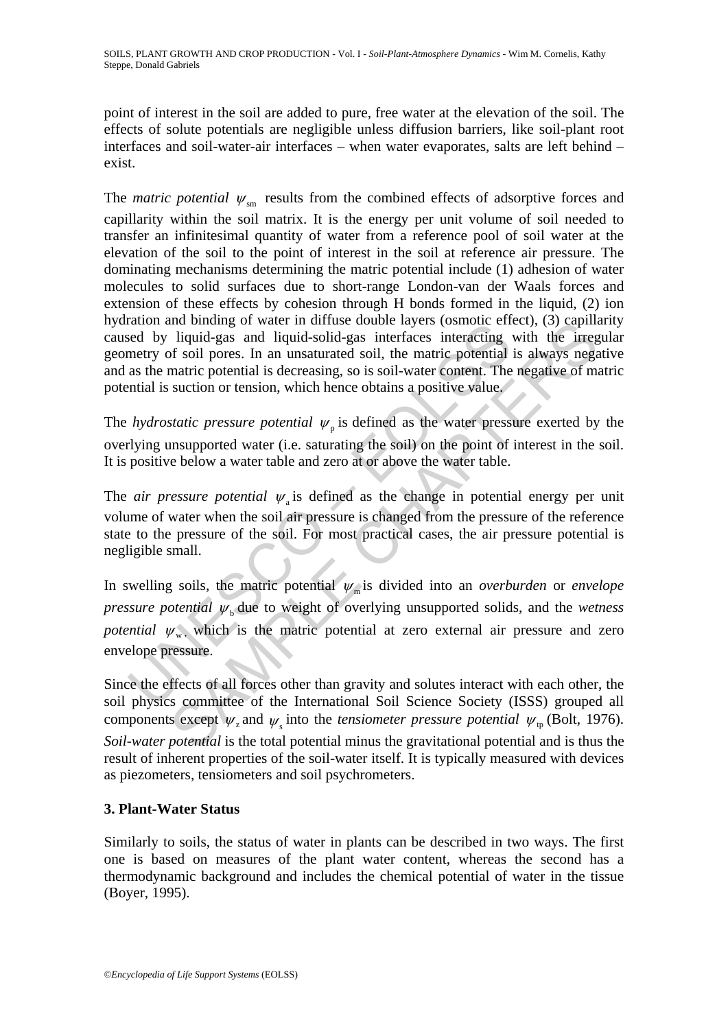point of interest in the soil are added to pure, free water at the elevation of the soil. The effects of solute potentials are negligible unless diffusion barriers, like soil-plant root interfaces and soil-water-air interfaces – when water evaporates, salts are left behind – exist.

The *matric potential* $\psi_{sm}$ results from the combined effects of adsorptive forces and capillarity within the soil matrix. It is the energy per unit volume of soil needed to transfer an infinitesimal quantity of water from a reference pool of soil water at the elevation of the soil to the point of interest in the soil at reference air pressure. The dominating mechanisms determining the matric potential include (1) adhesion of water molecules to solid surfaces due to short-range London-van der Waals forces and extension of these effects by cohesion through H bonds formed in the liquid, (2) ion hydration and binding of water in diffuse double layers (osmotic effect), (3) capillarity caused by liquid-gas and liquid-solid-gas interfaces interacting with the irregular geometry of soil pores. In an unsaturated soil, the matric potential is always negative and as the matric potential is decreasing, so is soil-water content. The negative of matric potential is suction or tension, which hence obtains a positive value.

The *hydrostatic pressure potential* $\psi_p$ is defined as the water pressure exerted by the overlying unsupported water (i.e. saturating the soil) on the point of interest in the soil. It is positive below a water table and zero at or above the water table.

The *air pressure potential* $\psi_a$ is defined as the change in potential energy per unit volume of water when the soil air pressure is changed from the pressure of the reference state to the pressure of the soil. For most practical cases, the air pressure potential is negligible small.

In swelling soils, the matric potential $\psi_m$ is divided into an *overburden* or *envelope pressure potential* $\psi_b$ due to weight of overlying unsupported solids, and the *wetness potential* $\psi_w$, which is the matric potential at zero external air pressure and zero envelope pressure.

Since the effects of all forces other than gravity and solutes interact with each other, the soil physics committee of the International Soil Science Society (ISSS) grouped all components except $\psi_z$ and $\psi_s$ into the *tensiometer pressure potential* $\psi_{tp}$ (Bolt, 1976). *Soil-water potential* is the total potential minus the gravitational potential and is thus the result of inherent properties of the soil-water itself. It is typically measured with devices as piezometers, tensiometers and soil psychrometers.

## 3. Plant-Water Status

Similarly to soils, the status of water in plants can be described in two ways. The first one is based on measures of the plant water content, whereas the second has a thermodynamic background and includes the chemical potential of water in the tissue (Boyer, 1995).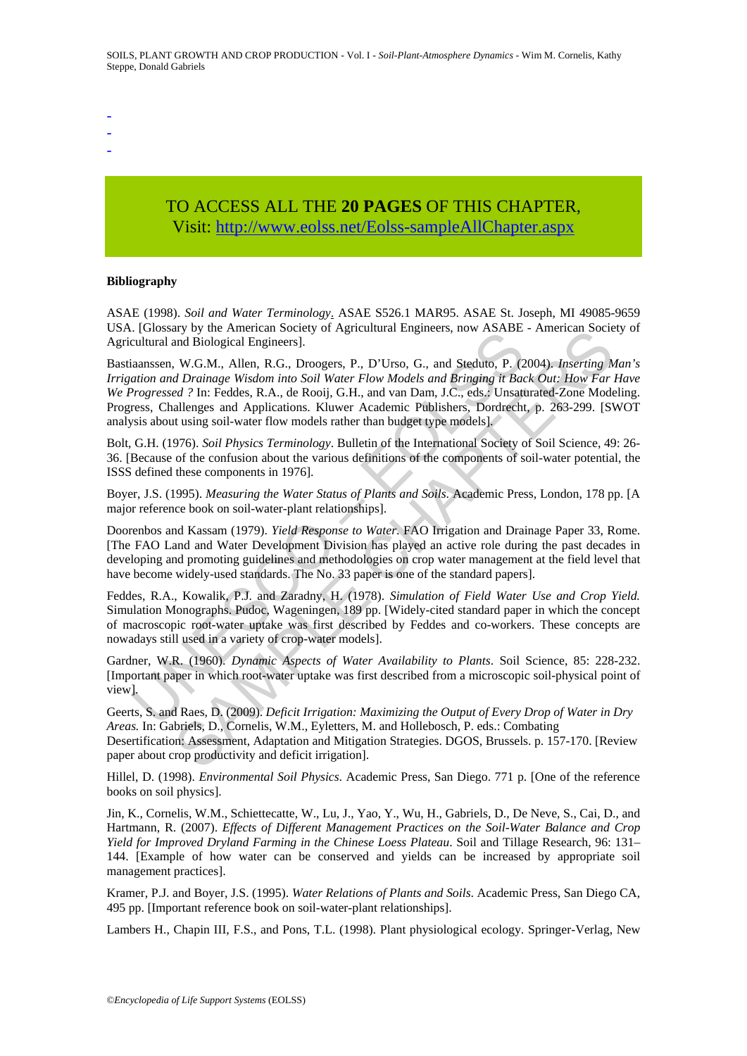-
-
-

TO ACCESS ALL THE **20 PAGES** OF THIS CHAPTER,
Visit: http://www.eolss.net/Eolss-sampleAllChapter.aspx

**Bibliography**

ASAE (1998). *Soil and Water Terminology*. ASAE S526.1 MAR95. ASAE St. Joseph, MI 49085-9659 USA. [Glossary by the American Society of Agricultural Engineers, now ASABE - American Society of Agricultural and Biological Engineers].

Bastiaanssen, W.G.M., Allen, R.G., Droogers, P., D'Urso, G., and Steduto, P. (2004). *Inserting Man's Irrigation and Drainage Wisdom into Soil Water Flow Models and Bringing it Back Out: How Far Have We Progressed ?* In: Feddes, R.A., de Rooij, G.H., and van Dam, J.C., eds.: Unsaturated-Zone Modeling. Progress, Challenges and Applications. Kluwer Academic Publishers, Dordrecht, p. 263-299. [SWOT analysis about using soil-water flow models rather than budget type models].

Bolt, G.H. (1976). *Soil Physics Terminology*. Bulletin of the International Society of Soil Science, 49: 26-36. [Because of the confusion about the various definitions of the components of soil-water potential, the ISSS defined these components in 1976].

Boyer, J.S. (1995). *Measuring the Water Status of Plants and Soils*. Academic Press, London, 178 pp. [A major reference book on soil-water-plant relationships].

Doorenbos and Kassam (1979). *Yield Response to Water*. FAO Irrigation and Drainage Paper 33, Rome. [The FAO Land and Water Development Division has played an active role during the past decades in developing and promoting guidelines and methodologies on crop water management at the field level that have become widely-used standards. The No. 33 paper is one of the standard papers].

Feddes, R.A., Kowalik, P.J. and Zaradny, H. (1978). *Simulation of Field Water Use and Crop Yield.* Simulation Monographs. Pudoc, Wageningen, 189 pp. [Widely-cited standard paper in which the concept of macroscopic root-water uptake was first described by Feddes and co-workers. These concepts are nowadays still used in a variety of crop-water models].

Gardner, W.R. (1960). *Dynamic Aspects of Water Availability to Plants*. Soil Science, 85: 228-232. [Important paper in which root-water uptake was first described from a microscopic soil-physical point of view].

Geerts, S. and Raes, D. (2009). *Deficit Irrigation: Maximizing the Output of Every Drop of Water in Dry Areas.* In: Gabriels, D., Cornelis, W.M., Eyletters, M. and Hollebosch, P. eds.: Combating Desertification: Assessment, Adaptation and Mitigation Strategies. DGOS, Brussels. p. 157-170. [Review paper about crop productivity and deficit irrigation].

Hillel, D. (1998). *Environmental Soil Physics*. Academic Press, San Diego. 771 p. [One of the reference books on soil physics].

Jin, K., Cornelis, W.M., Schiettecatte, W., Lu, J., Yao, Y., Wu, H., Gabriels, D., De Neve, S., Cai, D., and Hartmann, R. (2007). *Effects of Different Management Practices on the Soil-Water Balance and Crop Yield for Improved Dryland Farming in the Chinese Loess Plateau*. Soil and Tillage Research, 96: 131–144. [Example of how water can be conserved and yields can be increased by appropriate soil management practices].

Kramer, P.J. and Boyer, J.S. (1995). *Water Relations of Plants and Soils.* Academic Press, San Diego CA, 495 pp. [Important reference book on soil-water-plant relationships].

Lambers H., Chapin III, F.S., and Pons, T.L. (1998). Plant physiological ecology. Springer-Verlag, New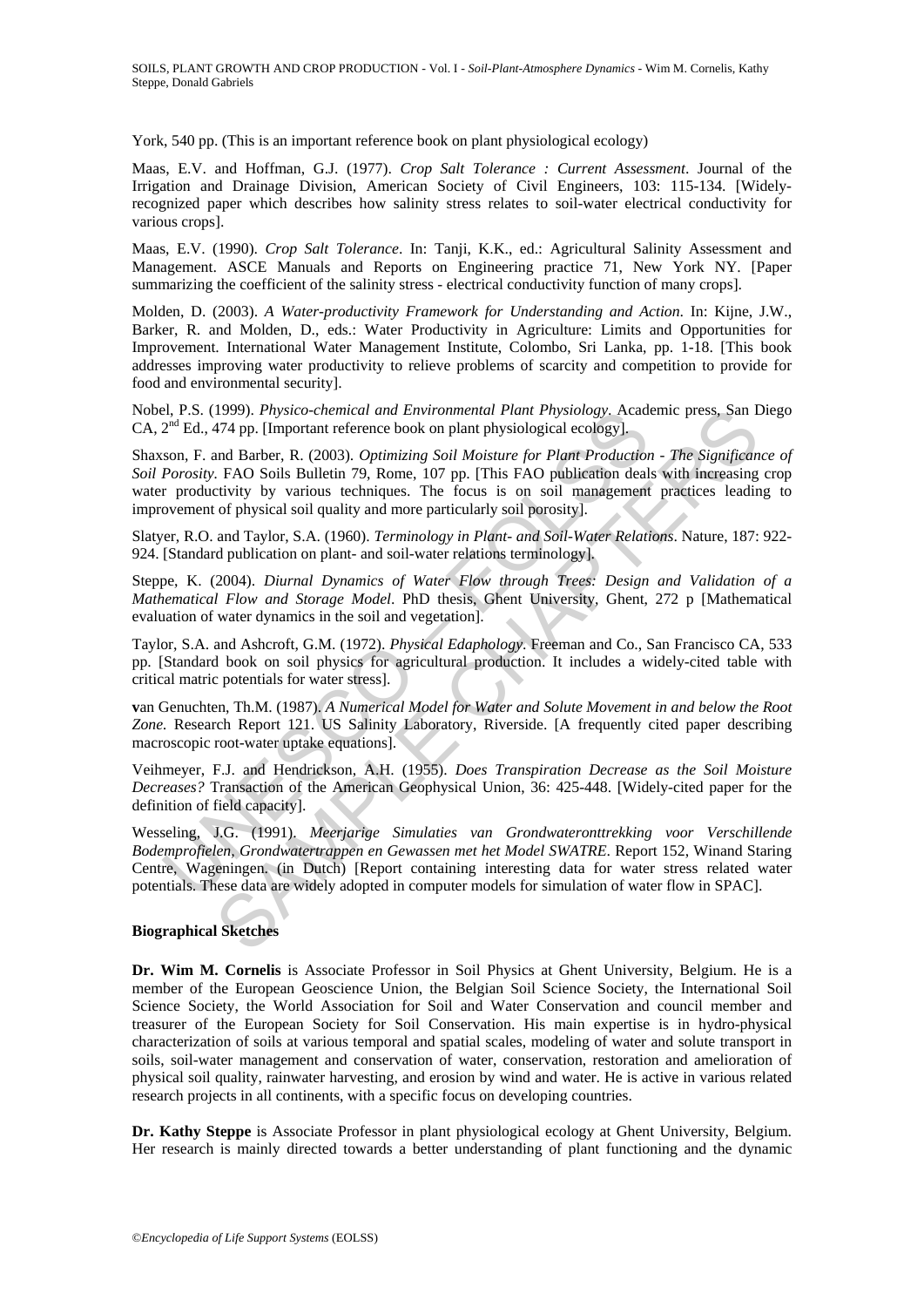York, 540 pp. (This is an important reference book on plant physiological ecology)

Maas, E.V. and Hoffman, G.J. (1977). *Crop Salt Tolerance : Current Assessment*. Journal of the Irrigation and Drainage Division, American Society of Civil Engineers, 103: 115-134. [Widely-recognized paper which describes how salinity stress relates to soil-water electrical conductivity for various crops].

Maas, E.V. (1990). *Crop Salt Tolerance*. In: Tanji, K.K., ed.: Agricultural Salinity Assessment and Management. ASCE Manuals and Reports on Engineering practice 71, New York NY. [Paper summarizing the coefficient of the salinity stress - electrical conductivity function of many crops].

Molden, D. (2003). *A Water-productivity Framework for Understanding and Action*. In: Kijne, J.W., Barker, R. and Molden, D., eds.: Water Productivity in Agriculture: Limits and Opportunities for Improvement. International Water Management Institute, Colombo, Sri Lanka, pp. 1-18. [This book addresses improving water productivity to relieve problems of scarcity and competition to provide for food and environmental security].

Nobel, P.S. (1999). *Physico-chemical and Environmental Plant Physiology*. Academic press, San Diego CA, 2nd Ed., 474 pp. [Important reference book on plant physiological ecology].

Shaxson, F. and Barber, R. (2003). *Optimizing Soil Moisture for Plant Production - The Significance of Soil Porosity*. FAO Soils Bulletin 79, Rome, 107 pp. [This FAO publication deals with increasing crop water productivity by various techniques. The focus is on soil management practices leading to improvement of physical soil quality and more particularly soil porosity].

Slatyer, R.O. and Taylor, S.A. (1960). *Terminology in Plant- and Soil-Water Relations*. Nature, 187: 922-924. [Standard publication on plant- and soil-water relations terminology].

Steppe, K. (2004). *Diurnal Dynamics of Water Flow through Trees: Design and Validation of a Mathematical Flow and Storage Model*. PhD thesis, Ghent University, Ghent, 272 p [Mathematical evaluation of water dynamics in the soil and vegetation].

Taylor, S.A. and Ashcroft, G.M. (1972). *Physical Edaphology*. Freeman and Co., San Francisco CA, 533 pp. [Standard book on soil physics for agricultural production. It includes a widely-cited table with critical matric potentials for water stress].

van Genuchten, Th.M. (1987). *A Numerical Model for Water and Solute Movement in and below the Root Zone.* Research Report 121. US Salinity Laboratory, Riverside. [A frequently cited paper describing macroscopic root-water uptake equations].

Veihmeyer, F.J. and Hendrickson, A.H. (1955). *Does Transpiration Decrease as the Soil Moisture Decreases?* Transaction of the American Geophysical Union, 36: 425-448. [Widely-cited paper for the definition of field capacity].

Wesseling, J.G. (1991). *Meerjarige Simulaties van Grondwateronttrekking voor Verschillende Bodemprofielen, Grondwatertrappen en Gewassen met het Model SWATRE*. Report 152, Winand Staring Centre, Wageningen. (in Dutch) [Report containing interesting data for water stress related water potentials. These data are widely adopted in computer models for simulation of water flow in SPAC].

#### Biographical Sketches

**Dr. Wim M. Cornelis** is Associate Professor in Soil Physics at Ghent University, Belgium. He is a member of the European Geoscience Union, the Belgian Soil Science Society, the International Soil Science Society, the World Association for Soil and Water Conservation and council member and treasurer of the European Society for Soil Conservation. His main expertise is in hydro-physical characterization of soils at various temporal and spatial scales, modeling of water and solute transport in soils, soil-water management and conservation of water, conservation, restoration and amelioration of physical soil quality, rainwater harvesting, and erosion by wind and water. He is active in various related research projects in all continents, with a specific focus on developing countries.

**Dr. Kathy Steppe** is Associate Professor in plant physiological ecology at Ghent University, Belgium. Her research is mainly directed towards a better understanding of plant functioning and the dynamic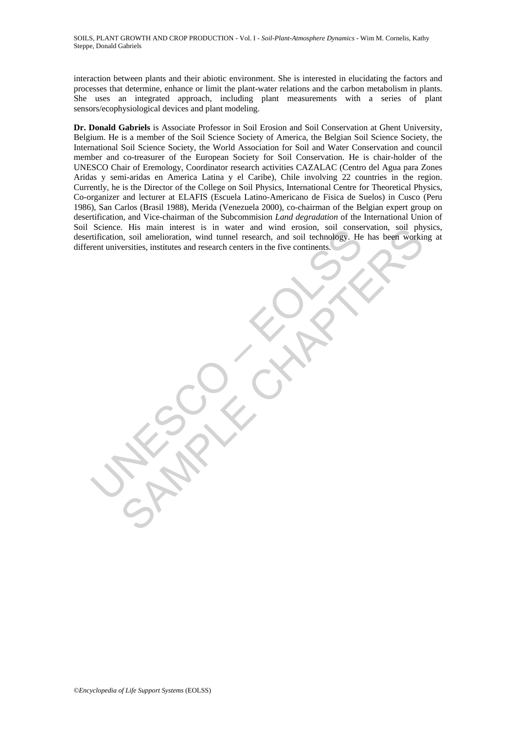interaction between plants and their abiotic environment. She is interested in elucidating the factors and processes that determine, enhance or limit the plant-water relations and the carbon metabolism in plants. She uses an integrated approach, including plant measurements with a series of plant sensors/ecophysiological devices and plant modeling.

**Dr. Donald Gabriels** is Associate Professor in Soil Erosion and Soil Conservation at Ghent University, Belgium. He is a member of the Soil Science Society of America, the Belgian Soil Science Society, the International Soil Science Society, the World Association for Soil and Water Conservation and council member and co-treasurer of the European Society for Soil Conservation. He is chair-holder of the UNESCO Chair of Eremology, Coordinator research activities CAZALAC (Centro del Agua para Zones Aridas y semi-aridas en America Latina y el Caribe), Chile involving 22 countries in the region. Currently, he is the Director of the College on Soil Physics, International Centre for Theoretical Physics, Co-organizer and lecturer at ELAFIS (Escuela Latino-Americano de Fisica de Suelos) in Cusco (Peru 1986), San Carlos (Brasil 1988), Merida (Venezuela 2000), co-chairman of the Belgian expert group on desertification, and Vice-chairman of the Subcommision *Land degradation* of the International Union of Soil Science. His main interest is in water and wind erosion, soil conservation, soil physics, desertification, soil amelioration, wind tunnel research, and soil technology. He has been working at different universities, institutes and research centers in the five continents.